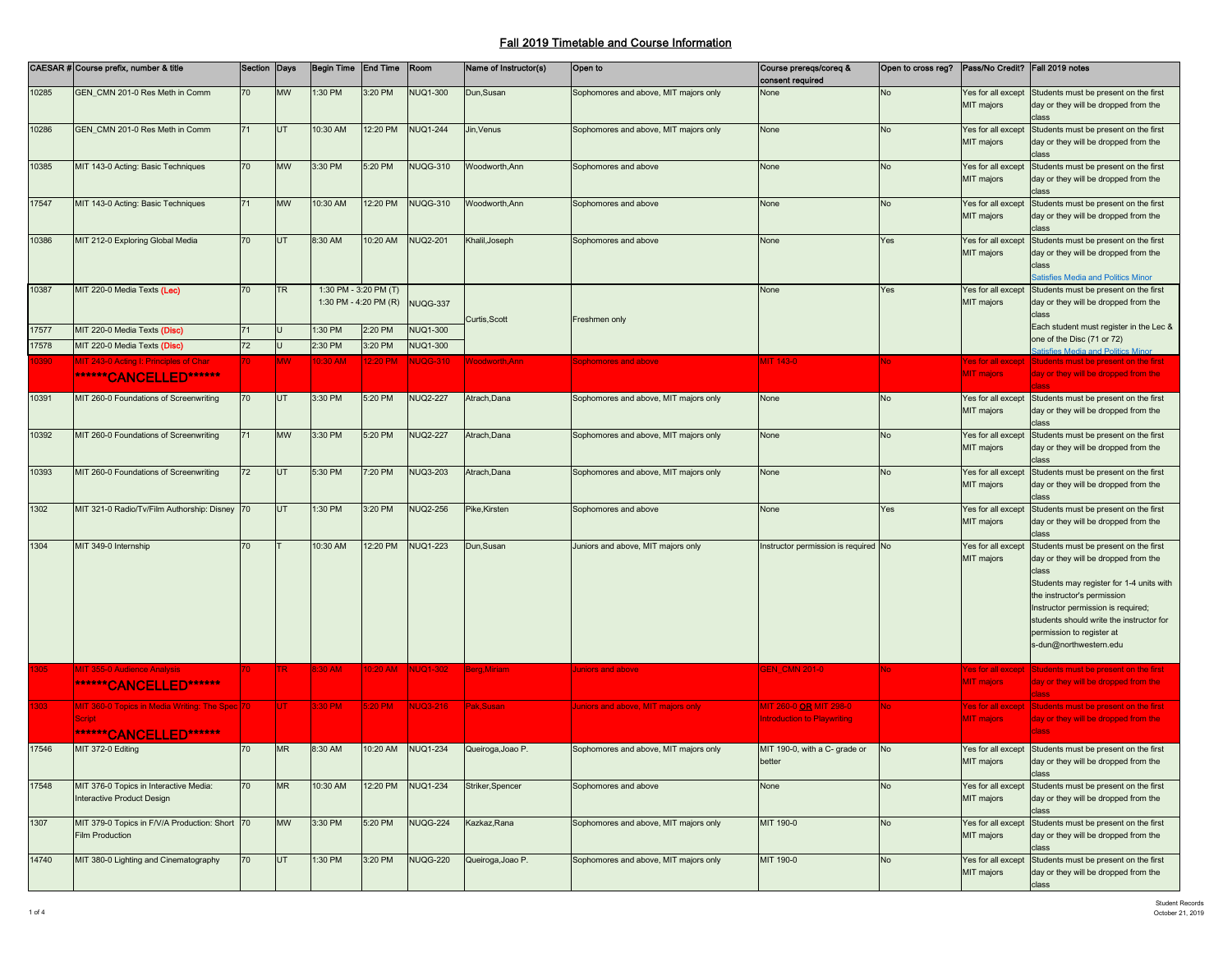# Fall 2019 Timetable and Course Information

| CAESAR # | Course prefix, number & title | Section | Days | Begin Time | End Time | Room | Name of Instructor(s) | Open to | Course prereqs/coreq & consent required | Open to cross reg? | Pass/No Credit? | Fall 2019 notes |
|---|---|---|---|---|---|---|---|---|---|---|---|---|
| 10285 | GEN_CMN 201-0 Res Meth in Comm | 70 | MW | 1:30 PM | 3:20 PM | NUQ1-300 | Dun,Susan | Sophomores and above, MIT majors only | None | No | Yes for all except MIT majors | Students must be present on the first day or they will be dropped from the class |
| 10286 | GEN_CMN 201-0 Res Meth in Comm | 71 | UT | 10:30 AM | 12:20 PM | NUQ1-244 | Jin,Venus | Sophomores and above, MIT majors only | None | No | Yes for all except MIT majors | Students must be present on the first day or they will be dropped from the class |
| 10385 | MIT 143-0 Acting: Basic Techniques | 70 | MW | 3:30 PM | 5:20 PM | NUQG-310 | Woodworth,Ann | Sophomores and above | None | No | Yes for all except MIT majors | Students must be present on the first day or they will be dropped from the class |
| 17547 | MIT 143-0 Acting: Basic Techniques | 71 | MW | 10:30 AM | 12:20 PM | NUQG-310 | Woodworth,Ann | Sophomores and above | None | No | Yes for all except MIT majors | Students must be present on the first day or they will be dropped from the class |
| 10386 | MIT 212-0 Exploring Global Media | 70 | UT | 8:30 AM | 10:20 AM | NUQ2-201 | Khalil,Joseph | Sophomores and above | None | Yes | Yes for all except MIT majors | Students must be present on the first day or they will be dropped from the class<br>Satisfies Media and Politics Minor |
| 10387 | MIT 220-0 Media Texts (Lec) | 70 | TR | 1:30 PM - 3:20 PM (T)<br>1:30 PM - 4:20 PM (R) | | NUQG-337 | Curtis,Scott | Freshmen only | None | Yes | Yes for all except MIT majors | Students must be present on the first day or they will be dropped from the class<br>Each student must register in the Lec & one of the Disc (71 or 72)<br>Satisfies Media and Politics Minor |
| 17577 | MIT 220-0 Media Texts (Disc) | 71 | U | 1:30 PM | 2:20 PM | NUQ1-300 | Curtis,Scott | Freshmen only | | | | |
| 17578 | MIT 220-0 Media Texts (Disc) | 72 | U | 2:30 PM | 3:20 PM | NUQ1-300 | Curtis,Scott | Freshmen only | | | | |
| 10390 | MIT 243-0 Acting I: Principles of Char<br>******CANCELLED****** | 70 | MW | 10:30 AM | 12:20 PM | NUQG-310 | Woodworth,Ann | Sophomores and above | MIT 143-0 | No | Yes for all except MIT majors | Students must be present on the first day or they will be dropped from the class |
| 10391 | MIT 260-0 Foundations of Screenwriting | 70 | UT | 3:30 PM | 5:20 PM | NUQ2-227 | Atrach,Dana | Sophomores and above, MIT majors only | None | No | Yes for all except MIT majors | Students must be present on the first day or they will be dropped from the class |
| 10392 | MIT 260-0 Foundations of Screenwriting | 71 | MW | 3:30 PM | 5:20 PM | NUQ2-227 | Atrach,Dana | Sophomores and above, MIT majors only | None | No | Yes for all except MIT majors | Students must be present on the first day or they will be dropped from the class |
| 10393 | MIT 260-0 Foundations of Screenwriting | 72 | UT | 5:30 PM | 7:20 PM | NUQ3-203 | Atrach,Dana | Sophomores and above, MIT majors only | None | No | Yes for all except MIT majors | Students must be present on the first day or they will be dropped from the class |
| 1302 | MIT 321-0 Radio/Tv/Film Authorship: Disney | 70 | UT | 1:30 PM | 3:20 PM | NUQ2-256 | Pike,Kirsten | Sophomores and above | None | Yes | Yes for all except MIT majors | Students must be present on the first day or they will be dropped from the class |
| 1304 | MIT 349-0 Internship | 70 | T | 10:30 AM | 12:20 PM | NUQ1-223 | Dun,Susan | Juniors and above, MIT majors only | Instructor permission is required | No | Yes for all except MIT majors | Students must be present on the first day or they will be dropped from the class<br>Students may register for 1-4 units with the instructor's permission<br>Instructor permission is required; students should write the instructor for permission to register at s-dun@northwestern.edu |
| 1305 | MIT 355-0 Audience Analysis<br>******CANCELLED****** | 70 | TR | 8:30 AM | 10:20 AM | NUQ1-302 | Berg,Miriam | Juniors and above | GEN_CMN 201-0 | No | Yes for all except MIT majors | Students must be present on the first day or they will be dropped from the class |
| 1303 | MIT 360-0 Topics in Media Writing: The Spec Script<br>******CANCELLED****** | 70 | UT | 3:30 PM | 5:20 PM | NUQ3-216 | Pak,Susan | Juniors and above, MIT majors only | MIT 260-0 **OR** MIT 298-0 Introduction to Playwriting | No | Yes for all except MIT majors | Students must be present on the first day or they will be dropped from the class |
| 17546 | MIT 372-0 Editing | 70 | MR | 8:30 AM | 10:20 AM | NUQ1-234 | Queiroga,Joao P. | Sophomores and above, MIT majors only | MIT 190-0, with a C- grade or better | No | Yes for all except MIT majors | Students must be present on the first day or they will be dropped from the class |
| 17548 | MIT 376-0 Topics in Interactive Media: Interactive Product Design | 70 | MR | 10:30 AM | 12:20 PM | NUQ1-234 | Striker,Spencer | Sophomores and above | None | No | Yes for all except MIT majors | Students must be present on the first day or they will be dropped from the class |
| 1307 | MIT 379-0 Topics in F/V/A Production: Short Film Production | 70 | MW | 3:30 PM | 5:20 PM | NUQG-224 | Kazkaz,Rana | Sophomores and above, MIT majors only | MIT 190-0 | No | Yes for all except MIT majors | Students must be present on the first day or they will be dropped from the class |
| 14740 | MIT 380-0 Lighting and Cinematography | 70 | UT | 1:30 PM | 3:20 PM | NUQG-220 | Queiroga,Joao P. | Sophomores and above, MIT majors only | MIT 190-0 | No | Yes for all except MIT majors | Students must be present on the first day or they will be dropped from the class |

Student Records
October 21, 2019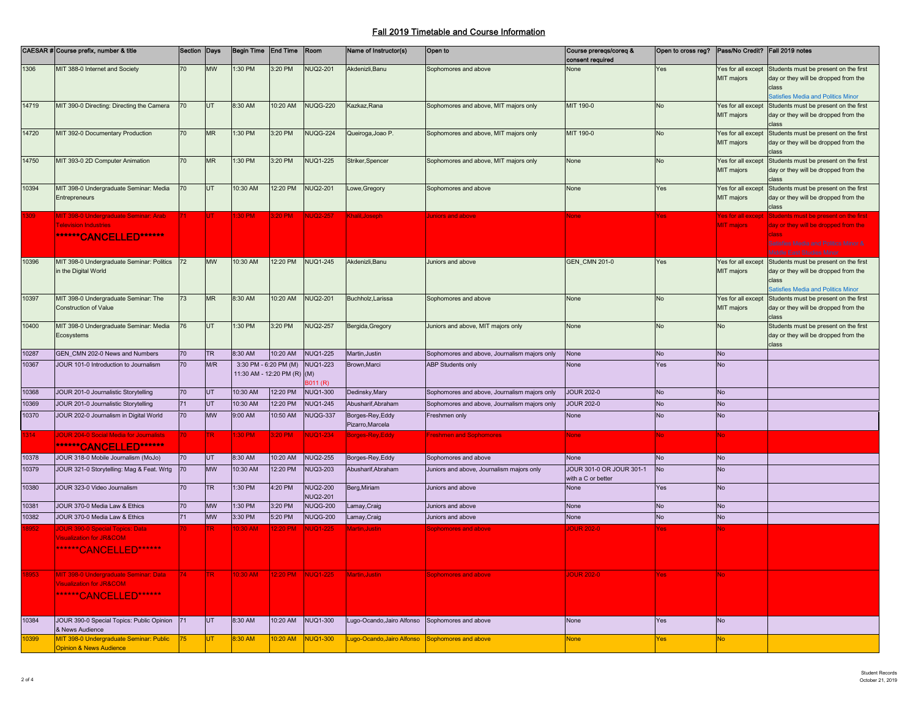## Fall 2019 Timetable and Course Information

| CAESAR # | Course prefix, number & title | Section | Days | Begin Time | End Time | Room | Name of Instructor(s) | Open to | Course prereqs/coreq & consent required | Open to cross reg? | Pass/No Credit? | Fall 2019 notes |
|---|---|---|---|---|---|---|---|---|---|---|---|---|
| 1306 | MIT 388-0 Internet and Society | 70 | MW | 1:30 PM | 3:20 PM | NUQ2-201 | Akdenizli,Banu | Sophomores and above | None | Yes | Yes for all except MIT majors | Students must be present on the first day or they will be dropped from the class Satisfies Media and Politics Minor |
| 14719 | MIT 390-0 Directing: Directing the Camera | 70 | UT | 8:30 AM | 10:20 AM | NUQG-220 | Kazkaz,Rana | Sophomores and above, MIT majors only | MIT 190-0 | No | Yes for all except MIT majors | Students must be present on the first day or they will be dropped from the class |
| 14720 | MIT 392-0 Documentary Production | 70 | MR | 1:30 PM | 3:20 PM | NUQG-224 | Queiroga,Joao P. | Sophomores and above, MIT majors only | MIT 190-0 | No | Yes for all except MIT majors | Students must be present on the first day or they will be dropped from the class |
| 14750 | MIT 393-0 2D Computer Animation | 70 | MR | 1:30 PM | 3:20 PM | NUQ1-225 | Striker,Spencer | Sophomores and above, MIT majors only | None | No | Yes for all except MIT majors | Students must be present on the first day or they will be dropped from the class |
| 10394 | MIT 398-0 Undergraduate Seminar: Media Entrepreneurs | 70 | UT | 10:30 AM | 12:20 PM | NUQ2-201 | Lowe,Gregory | Sophomores and above | None | Yes | Yes for all except MIT majors | Students must be present on the first day or they will be dropped from the class |
| 1309 | MIT 398-0 Undergraduate Seminar: Arab Television Industries ******CANCELLED****** | 71 | UT | 1:30 PM | 3:20 PM | NUQ2-257 | Khalil,Joseph | Juniors and above | None | Yes | Yes for all except MIT majors | Students must be present on the first day or they will be dropped from the class Satisfies Media and Politics Minor & Middle East Studies Minor |
| 10396 | MIT 398-0 Undergraduate Seminar: Politics in the Digital World | 72 | MW | 10:30 AM | 12:20 PM | NUQ1-245 | Akdenizli,Banu | Juniors and above | GEN_CMN 201-0 | Yes | Yes for all except MIT majors | Students must be present on the first day or they will be dropped from the class Satisfies Media and Politics Minor |
| 10397 | MIT 398-0 Undergraduate Seminar: The Construction of Value | 73 | MR | 8:30 AM | 10:20 AM | NUQ2-201 | Buchholz,Larissa | Sophomores and above | None | No | Yes for all except MIT majors | Students must be present on the first day or they will be dropped from the class |
| 10400 | MIT 398-0 Undergraduate Seminar: Media Ecosystems | 76 | UT | 1:30 PM | 3:20 PM | NUQ2-257 | Bergida,Gregory | Juniors and above, MIT majors only | None | No | No | Students must be present on the first day or they will be dropped from the class |
| 10287 | GEN_CMN 202-0 News and Numbers | 70 | TR | 8:30 AM | 10:20 AM | NUQ1-225 | Martin,Justin | Sophomores and above, Journalism majors only | None | No | No | |
| 10367 | JOUR 101-0 Introduction to Journalism | 70 | M/R | 3:30 PM - 6:20 PM (M) 11:30 AM - 12:20 PM (R) | | NUQ1-223 (M) B011 (R) | Brown,Marci | ABP Students only | None | Yes | No | |
| 10368 | JOUR 201-0 Journalistic Storytelling | 70 | UT | 10:30 AM | 12:20 PM | NUQ1-300 | Dedinsky,Mary | Sophomores and above, Journalism majors only | JOUR 202-0 | No | No | |
| 10369 | JOUR 201-0 Journalistic Storytelling | 71 | UT | 10:30 AM | 12:20 PM | NUQ1-245 | Abusharif,Abraham | Sophomores and above, Journalism majors only | JOUR 202-0 | No | No | |
| 10370 | JOUR 202-0 Journalism in Digital World | 70 | MW | 9:00 AM | 10:50 AM | NUQG-337 | Borges-Rey,Eddy Pizarro,Marcela | Freshmen only | None | No | No | |
| 1314 | JOUR 204-0 Social Media for Journalists ******CANCELLED****** | 70 | TR | 1:30 PM | 3:20 PM | NUQ1-234 | Borges-Rey,Eddy | Freshmen and Sophomores | None | No | No | |
| 10378 | JOUR 318-0 Mobile Journalism (MoJo) | 70 | UT | 8:30 AM | 10:20 AM | NUQ2-255 | Borges-Rey,Eddy | Sophomores and above | None | No | No | |
| 10379 | JOUR 321-0 Storytelling: Mag & Feat. Wrtg | 70 | MW | 10:30 AM | 12:20 PM | NUQ3-203 | Abusharif,Abraham | Juniors and above, Journalism majors only | JOUR 301-0 OR JOUR 301-1 with a C or better | No | No | |
| 10380 | JOUR 323-0 Video Journalism | 70 | TR | 1:30 PM | 4:20 PM | NUQ2-200 NUQ2-201 | Berg,Miriam | Juniors and above | None | Yes | No | |
| 10381 | JOUR 370-0 Media Law & Ethics | 70 | MW | 1:30 PM | 3:20 PM | NUQG-200 | Lamay,Craig | Juniors and above | None | No | No | |
| 10382 | JOUR 370-0 Media Law & Ethics | 71 | MW | 3:30 PM | 5:20 PM | NUQG-200 | Lamay,Craig | Juniors and above | None | No | No | |
| 18652 | JOUR 390-0 Special Topics: Data Visualization for JR&COM ******CANCELLED****** | 70 | TR | 10:30 AM | 12:20 PM | NUQ1-225 | Martin,Justin | Sophomores and above | JOUR 202-0 | Yes | No | |
| 18953 | MIT 398-0 Undergraduate Seminar: Data Visualization for JR&COM ******CANCELLED****** | 74 | TR | 10:30 AM | 12:20 PM | NUQ1-225 | Martin,Justin | Sophomores and above | JOUR 202-0 | Yes | No | |
| 10384 | JOUR 390-0 Special Topics: Public Opinion & News Audience | 71 | UT | 8:30 AM | 10:20 AM | NUQ1-300 | Lugo-Ocando,Jairo Alfonso | Sophomores and above | None | Yes | No | |
| 10399 | MIT 398-0 Undergraduate Seminar: Public Opinion & News Audience | 75 | UT | 8:30 AM | 10:20 AM | NUQ1-300 | Lugo-Ocando,Jairo Alfonso | Sophomores and above | None | Yes | No | |

Student Records
October 21, 2019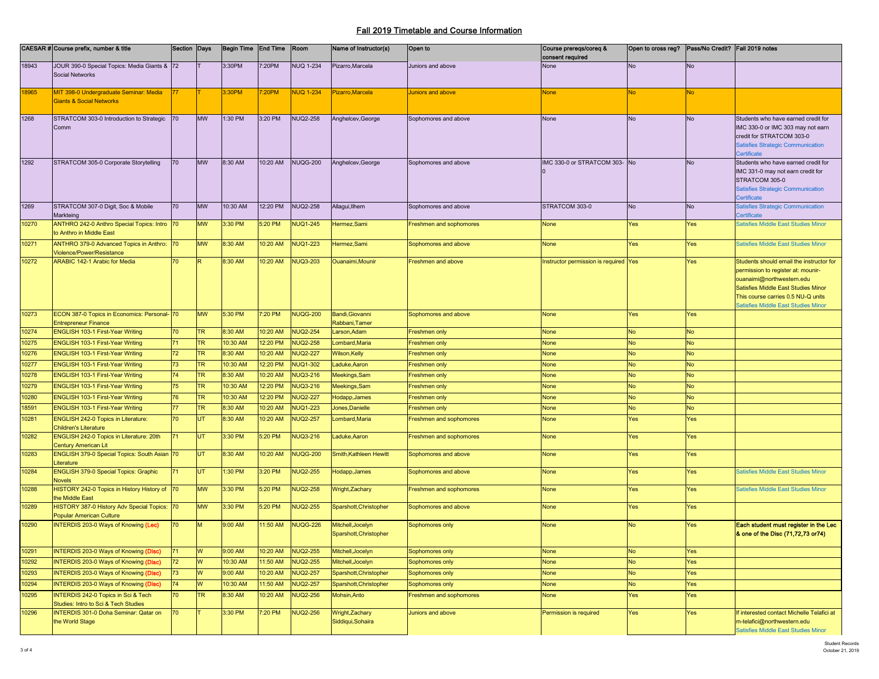# Fall 2019 Timetable and Course Information

| CAESAR # | Course prefix, number & title | Section | Days | Begin Time | End Time | Room | Name of Instructor(s) | Open to | Course prereqs/coreq & consent required | Open to cross reg? | Pass/No Credit? | Fall 2019 notes |
|---|---|---|---|---|---|---|---|---|---|---|---|---|
| 18943 | JOUR 390-0 Special Topics: Media Giants & Social Networks | 72 | T | 3:30PM | 7:20PM | NUQ 1-234 | Pizarro,Marcela | Juniors and above | None | No | No | |
| 18965 | MIT 398-0 Undergraduate Seminar: Media Giants & Social Networks | 77 | T | 3:30PM | 7:20PM | NUQ 1-234 | Pizarro,Marcela | Juniors and above | None | No | No | |
| 1268 | STRATCOM 303-0 Introduction to Strategic Comm | 70 | MW | 1:30 PM | 3:20 PM | NUQ2-258 | Anghelcev,George | Sophomores and above | None | No | No | Students who have earned credit for IMC 330-0 or IMC 303 may not earn credit for STRATCOM 303-0 Satisfies Strategic Communication Certificate |
| 1292 | STRATCOM 305-0 Corporate Storytelling | 70 | MW | 8:30 AM | 10:20 AM | NUQG-200 | Anghelcev,George | Sophomores and above | IMC 330-0 or STRATCOM 303-0 | No | No | Students who have earned credit for IMC 331-0 may not earn credit for STRATCOM 305-0 Satisfies Strategic Communication Certificate |
| 1269 | STRATCOM 307-0 Digit, Soc & Mobile Markteing | 70 | MW | 10:30 AM | 12:20 PM | NUQ2-258 | Allagui,Ilhem | Sophomores and above | STRATCOM 303-0 | No | No | Satisfies Strategic Communication Certificate |
| 10270 | ANTHRO 242-0 Anthro Special Topics: Intro to Anthro in Middle East | 70 | MW | 3:30 PM | 5:20 PM | NUQ1-245 | Hermez,Sami | Freshmen and sophomores | None | Yes | Yes | Satisfies Middle East Studies Minor |
| 10271 | ANTHRO 379-0 Advanced Topics in Anthro: Violence/Power/Resistance | 70 | MW | 8:30 AM | 10:20 AM | NUQ1-223 | Hermez,Sami | Sophomores and above | None | Yes | Yes | Satisfies Middle East Studies Minor |
| 10272 | ARABIC 142-1 Arabic for Media | 70 | R | 8:30 AM | 10:20 AM | NUQ3-203 | Ouanaimi,Mounir | Freshmen and above | Instructor permission is required | Yes | Yes | Students should email the instructor for permission to register at: mounir-ouanaimi@northwestern.edu Satisfies Middle East Studies Minor This course carries 0.5 NU-Q units Satisfies Middle East Studies Minor |
| 10273 | ECON 387-0 Topics in Economics: Personal-Entrepreneur Finance | 70 | MW | 5:30 PM | 7:20 PM | NUQG-200 | Bandi,Giovanni Rabbani,Tamer | Sophomores and above | None | Yes | Yes | |
| 10274 | ENGLISH 103-1 First-Year Writing | 70 | TR | 8:30 AM | 10:20 AM | NUQ2-254 | Larson,Adam | Freshmen only | None | No | No | |
| 10275 | ENGLISH 103-1 First-Year Writing | 71 | TR | 10:30 AM | 12:20 PM | NUQ2-258 | Lombard,Maria | Freshmen only | None | No | No | |
| 10276 | ENGLISH 103-1 First-Year Writing | 72 | TR | 8:30 AM | 10:20 AM | NUQ2-227 | Wilson,Kelly | Freshmen only | None | No | No | |
| 10277 | ENGLISH 103-1 First-Year Writing | 73 | TR | 10:30 AM | 12:20 PM | NUQ1-302 | Laduke,Aaron | Freshmen only | None | No | No | |
| 10278 | ENGLISH 103-1 First-Year Writing | 74 | TR | 8:30 AM | 10:20 AM | NUQ3-216 | Meekings,Sam | Freshmen only | None | No | No | |
| 10279 | ENGLISH 103-1 First-Year Writing | 75 | TR | 10:30 AM | 12:20 PM | NUQ3-216 | Meekings,Sam | Freshmen only | None | No | No | |
| 10280 | ENGLISH 103-1 First-Year Writing | 76 | TR | 10:30 AM | 12:20 PM | NUQ2-227 | Hodapp,James | Freshmen only | None | No | No | |
| 18591 | ENGLISH 103-1 First-Year Writing | 77 | TR | 8:30 AM | 10:20 AM | NUQ1-223 | Jones,Danielle | Freshmen only | None | No | No | |
| 10281 | ENGLISH 242-0 Topics in Literature: Children's Literature | 70 | UT | 8:30 AM | 10:20 AM | NUQ2-257 | Lombard,Maria | Freshmen and sophomores | None | Yes | Yes | |
| 10282 | ENGLISH 242-0 Topics in Literature: 20th Century American Lit | 71 | UT | 3:30 PM | 5:20 PM | NUQ3-216 | Laduke,Aaron | Freshmen and sophomores | None | Yes | Yes | |
| 10283 | ENGLISH 379-0 Special Topics: South Asian Literature | 70 | UT | 8:30 AM | 10:20 AM | NUQG-200 | Smith,Kathleen Hewitt | Sophomores and above | None | Yes | Yes | |
| 10284 | ENGLISH 379-0 Special Topics: Graphic Novels | 71 | UT | 1:30 PM | 3:20 PM | NUQ2-255 | Hodapp,James | Sophomores and above | None | Yes | Yes | Satisfies Middle East Studies Minor |
| 10288 | HISTORY 242-0 Topics in History History of the Middle East | 70 | MW | 3:30 PM | 5:20 PM | NUQ2-258 | Wright,Zachary | Freshmen and sophomores | None | Yes | Yes | Satisfies Middle East Studies Minor |
| 10289 | HISTORY 387-0 History Adv Special Topics: Popular American Culture | 70 | MW | 3:30 PM | 5:20 PM | NUQ2-255 | Sparshott,Christopher | Sophomores and above | None | Yes | Yes | |
| 10290 | INTERDIS 203-0 Ways of Knowing (Lec) | 70 | M | 9:00 AM | 11:50 AM | NUQG-226 | Mitchell,Jocelyn Sparshott,Christopher | Sophomores only | None | No | Yes | **Each student must register in the Lec & one of the Disc (71,72,73 or74)** |
| 10291 | INTERDIS 203-0 Ways of Knowing (Disc) | 71 | W | 9:00 AM | 10:20 AM | NUQ2-255 | Mitchell,Jocelyn | Sophomores only | None | No | Yes | |
| 10292 | INTERDIS 203-0 Ways of Knowing (Disc) | 72 | W | 10:30 AM | 11:50 AM | NUQ2-255 | Mitchell,Jocelyn | Sophomores only | None | No | Yes | |
| 10293 | INTERDIS 203-0 Ways of Knowing (Disc) | 73 | W | 9:00 AM | 10:20 AM | NUQ2-257 | Sparshott,Christopher | Sophomores only | None | No | Yes | |
| 10294 | INTERDIS 203-0 Ways of Knowing (Disc) | 74 | W | 10:30 AM | 11:50 AM | NUQ2-257 | Sparshott,Christopher | Sophomores only | None | No | Yes | |
| 10295 | INTERDIS 242-0 Topics in Sci & Tech Studies: Intro to Sci & Tech Studies | 70 | TR | 8:30 AM | 10:20 AM | NUQ2-256 | Mohsin,Anto | Freshmen and sophomores | None | Yes | Yes | |
| 10296 | INTERDIS 301-0 Doha Seminar: Qatar on the World Stage | 70 | T | 3:30 PM | 7:20 PM | NUQ2-256 | Wright,Zachary Siddiqui,Sohaira | Juniors and above | Permission is required | Yes | Yes | If interested contact Michelle Telafici at m-telafici@northwestern.edu Satisfies Middle East Studies Minor |

Student Records
October 21, 2019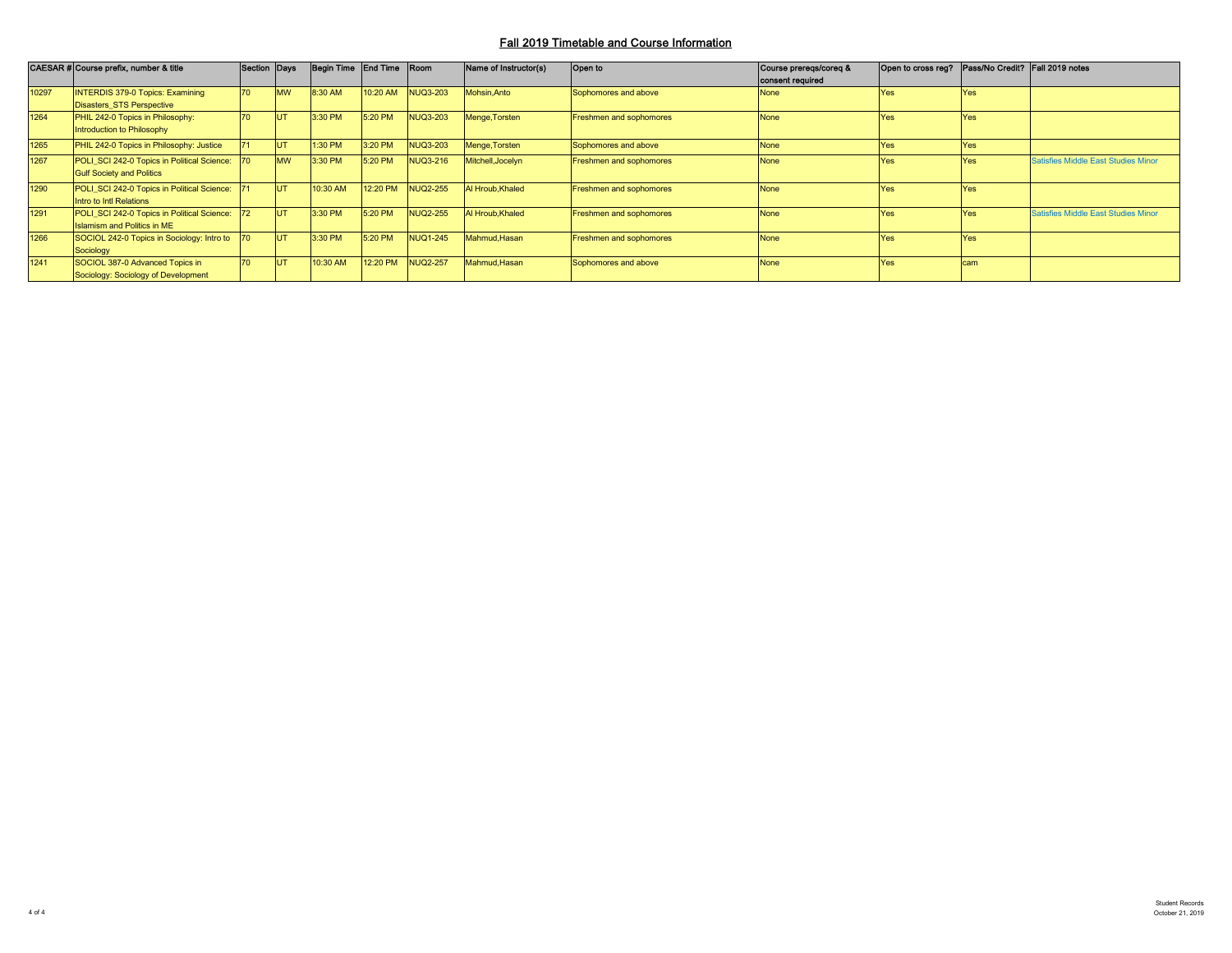## Fall 2019 Timetable and Course Information

| CAESAR # | Course prefix, number & title | Section | Days | Begin Time | End Time | Room | Name of Instructor(s) | Open to | Course prereqs/coreq & consent required | Open to cross reg? | Pass/No Credit? | Fall 2019 notes |
|---|---|---|---|---|---|---|---|---|---|---|---|---|
| 10297 | INTERDIS 379-0 Topics: Examining Disasters_STS Perspective | 70 | MW | 8:30 AM | 10:20 AM | NUQ3-203 | Mohsin,Anto | Sophomores and above | None | Yes | Yes | |
| 1264 | PHIL 242-0 Topics in Philosophy: Introduction to Philosophy | 70 | UT | 3:30 PM | 5:20 PM | NUQ3-203 | Menge,Torsten | Freshmen and sophomores | None | Yes | Yes | |
| 1265 | PHIL 242-0 Topics in Philosophy: Justice | 71 | UT | 1:30 PM | 3:20 PM | NUQ3-203 | Menge,Torsten | Sophomores and above | None | Yes | Yes | |
| 1267 | POLI_SCI 242-0 Topics in Political Science: Gulf Society and Politics | 70 | MW | 3:30 PM | 5:20 PM | NUQ3-216 | Mitchell,Jocelyn | Freshmen and sophomores | None | Yes | Yes | Satisfies Middle East Studies Minor |
| 1290 | POLI_SCI 242-0 Topics in Political Science: Intro to Intl Relations | 71 | UT | 10:30 AM | 12:20 PM | NUQ2-255 | Al Hroub,Khaled | Freshmen and sophomores | None | Yes | Yes | |
| 1291 | POLI_SCI 242-0 Topics in Political Science: Islamism and Politics in ME | 72 | UT | 3:30 PM | 5:20 PM | NUQ2-255 | Al Hroub,Khaled | Freshmen and sophomores | None | Yes | Yes | Satisfies Middle East Studies Minor |
| 1266 | SOCIOL 242-0 Topics in Sociology: Intro to Sociology | 70 | UT | 3:30 PM | 5:20 PM | NUQ1-245 | Mahmud,Hasan | Freshmen and sophomores | None | Yes | Yes | |
| 1241 | SOCIOL 387-0 Advanced Topics in Sociology: Sociology of Development | 70 | UT | 10:30 AM | 12:20 PM | NUQ2-257 | Mahmud,Hasan | Sophomores and above | None | Yes | cam | |

Student Records
October 21, 2019